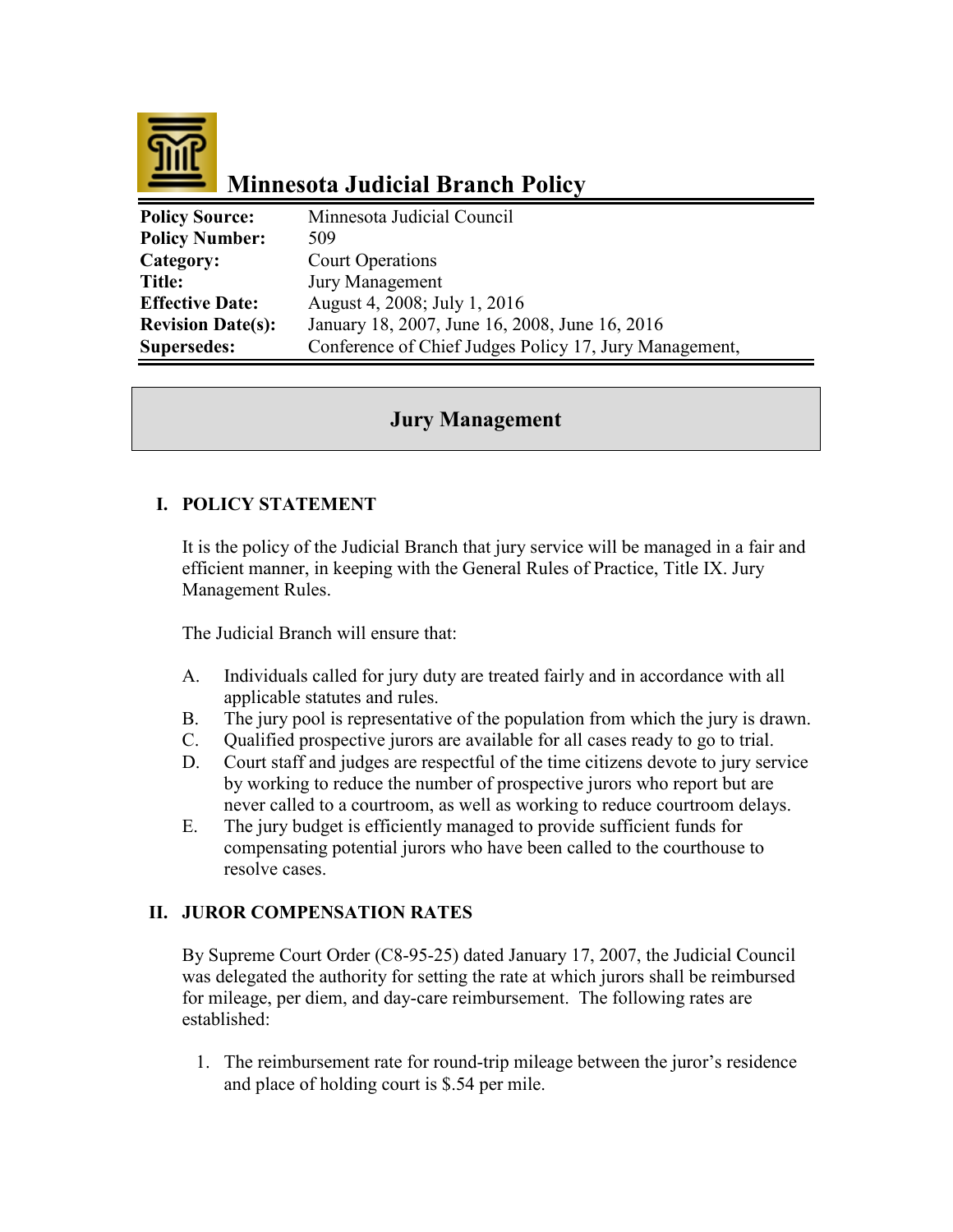# Minnesota Judicial Branch Policy

| | |
|---|---|
| **Policy Source:** | Minnesota Judicial Council |
| **Policy Number:** | 509 |
| **Category:** | Court Operations |
| **Title:** | Jury Management |
| **Effective Date:** | August 4, 2008; July 1, 2016 |
| **Revision Date(s):** | January 18, 2007, June 16, 2008, June 16, 2016 |
| **Supersedes:** | Conference of Chief Judges Policy 17, Jury Management, |

## Jury Management

### I. POLICY STATEMENT

It is the policy of the Judicial Branch that jury service will be managed in a fair and efficient manner, in keeping with the General Rules of Practice, Title IX. Jury Management Rules.

The Judicial Branch will ensure that:

A. Individuals called for jury duty are treated fairly and in accordance with all applicable statutes and rules.

B. The jury pool is representative of the population from which the jury is drawn.

C. Qualified prospective jurors are available for all cases ready to go to trial.

D. Court staff and judges are respectful of the time citizens devote to jury service by working to reduce the number of prospective jurors who report but are never called to a courtroom, as well as working to reduce courtroom delays.

E. The jury budget is efficiently managed to provide sufficient funds for compensating potential jurors who have been called to the courthouse to resolve cases.

### II. JUROR COMPENSATION RATES

By Supreme Court Order (C8-95-25) dated January 17, 2007, the Judicial Council was delegated the authority for setting the rate at which jurors shall be reimbursed for mileage, per diem, and day-care reimbursement. The following rates are established:

1. The reimbursement rate for round-trip mileage between the juror's residence and place of holding court is $.54 per mile.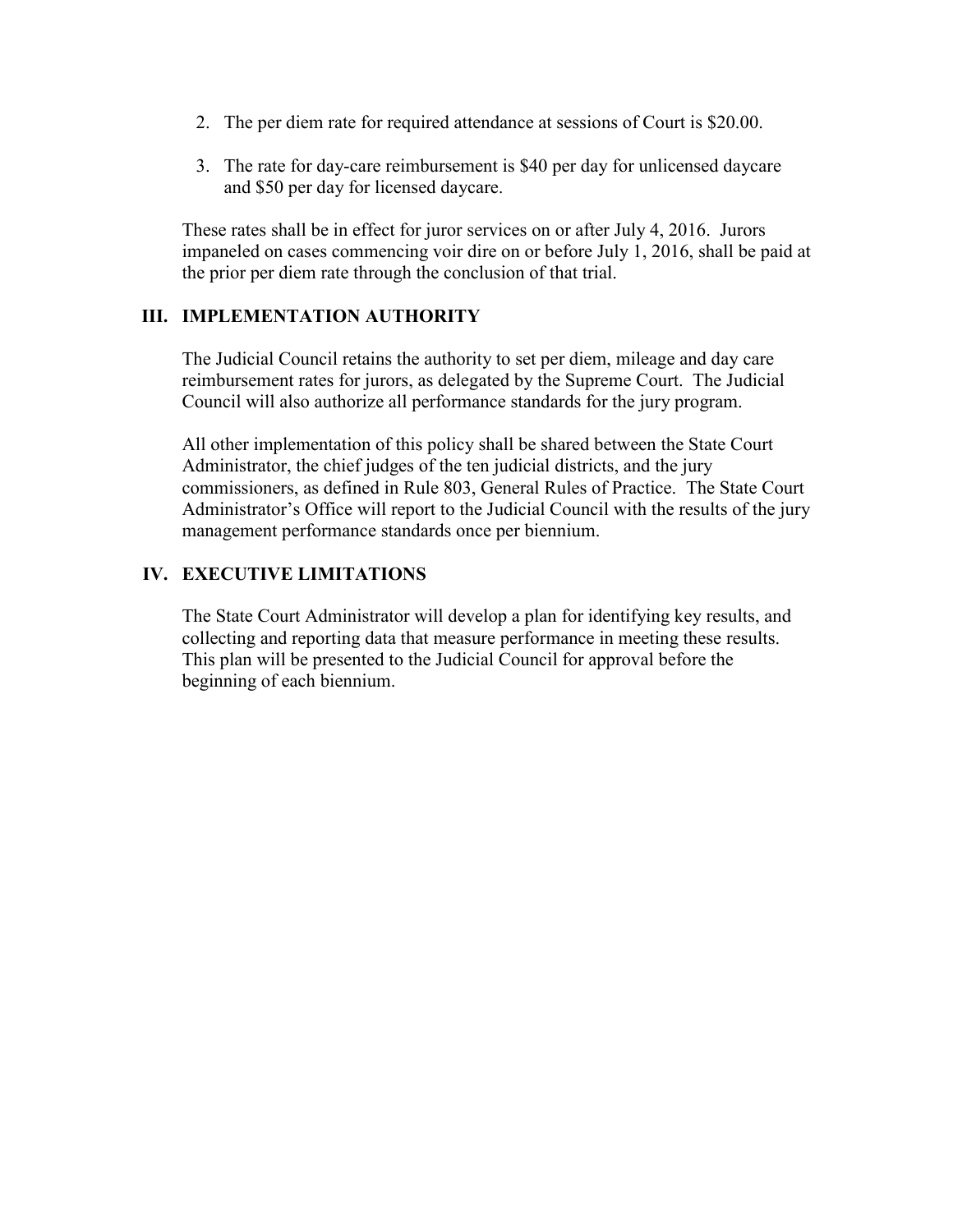2. The per diem rate for required attendance at sessions of Court is $20.00.

3. The rate for day-care reimbursement is $40 per day for unlicensed daycare and $50 per day for licensed daycare.

These rates shall be in effect for juror services on or after July 4, 2016. Jurors impaneled on cases commencing voir dire on or before July 1, 2016, shall be paid at the prior per diem rate through the conclusion of that trial.

## III. IMPLEMENTATION AUTHORITY

The Judicial Council retains the authority to set per diem, mileage and day care reimbursement rates for jurors, as delegated by the Supreme Court. The Judicial Council will also authorize all performance standards for the jury program.

All other implementation of this policy shall be shared between the State Court Administrator, the chief judges of the ten judicial districts, and the jury commissioners, as defined in Rule 803, General Rules of Practice. The State Court Administrator's Office will report to the Judicial Council with the results of the jury management performance standards once per biennium.

## IV. EXECUTIVE LIMITATIONS

The State Court Administrator will develop a plan for identifying key results, and collecting and reporting data that measure performance in meeting these results. This plan will be presented to the Judicial Council for approval before the beginning of each biennium.